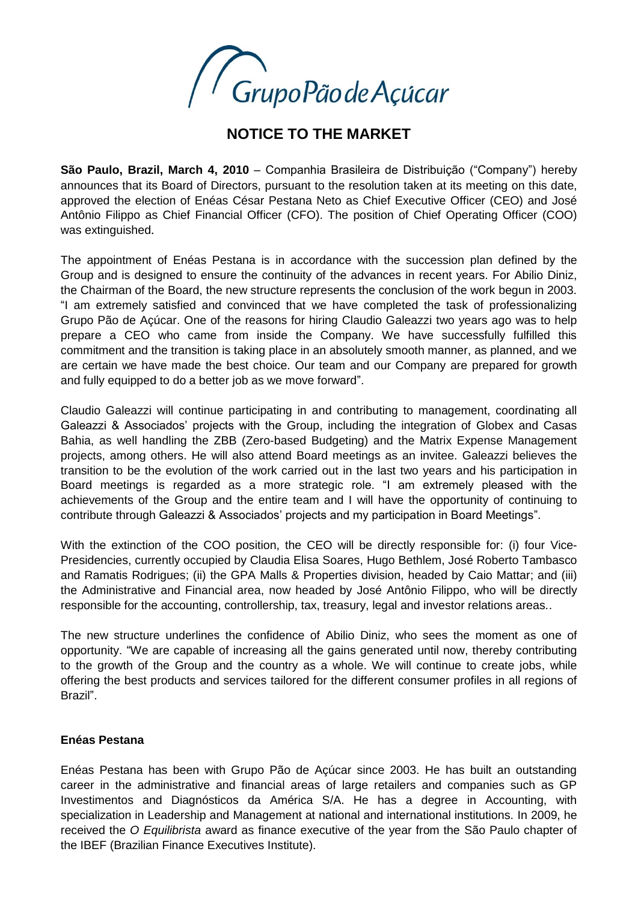# NOTICE TO THE MARKET

**São Paulo, Brazil, March 4, 2010** – Companhia Brasileira de Distribuição ("Company") hereby announces that its Board of Directors, pursuant to the resolution taken at its meeting on this date, approved the election of Enéas César Pestana Neto as Chief Executive Officer (CEO) and José Antônio Filippo as Chief Financial Officer (CFO). The position of Chief Operating Officer (COO) was extinguished.

The appointment of Enéas Pestana is in accordance with the succession plan defined by the Group and is designed to ensure the continuity of the advances in recent years. For Abilio Diniz, the Chairman of the Board, the new structure represents the conclusion of the work begun in 2003. "I am extremely satisfied and convinced that we have completed the task of professionalizing Grupo Pão de Açúcar. One of the reasons for hiring Claudio Galeazzi two years ago was to help prepare a CEO who came from inside the Company. We have successfully fulfilled this commitment and the transition is taking place in an absolutely smooth manner, as planned, and we are certain we have made the best choice. Our team and our Company are prepared for growth and fully equipped to do a better job as we move forward".

Claudio Galeazzi will continue participating in and contributing to management, coordinating all Galeazzi & Associados' projects with the Group, including the integration of Globex and Casas Bahia, as well handling the ZBB (Zero-based Budgeting) and the Matrix Expense Management projects, among others. He will also attend Board meetings as an invitee. Galeazzi believes the transition to be the evolution of the work carried out in the last two years and his participation in Board meetings is regarded as a more strategic role. "I am extremely pleased with the achievements of the Group and the entire team and I will have the opportunity of continuing to contribute through Galeazzi & Associados' projects and my participation in Board Meetings".

With the extinction of the COO position, the CEO will be directly responsible for: (i) four Vice-Presidencies, currently occupied by Claudia Elisa Soares, Hugo Bethlem, José Roberto Tambasco and Ramatis Rodrigues; (ii) the GPA Malls & Properties division, headed by Caio Mattar; and (iii) the Administrative and Financial area, now headed by José Antônio Filippo, who will be directly responsible for the accounting, controllership, tax, treasury, legal and investor relations areas..

The new structure underlines the confidence of Abilio Diniz, who sees the moment as one of opportunity. "We are capable of increasing all the gains generated until now, thereby contributing to the growth of the Group and the country as a whole. We will continue to create jobs, while offering the best products and services tailored for the different consumer profiles in all regions of Brazil".

**Enéas Pestana**

Enéas Pestana has been with Grupo Pão de Açúcar since 2003. He has built an outstanding career in the administrative and financial areas of large retailers and companies such as GP Investimentos and Diagnósticos da América S/A. He has a degree in Accounting, with specialization in Leadership and Management at national and international institutions. In 2009, he received the *O Equilibrista* award as finance executive of the year from the São Paulo chapter of the IBEF (Brazilian Finance Executives Institute).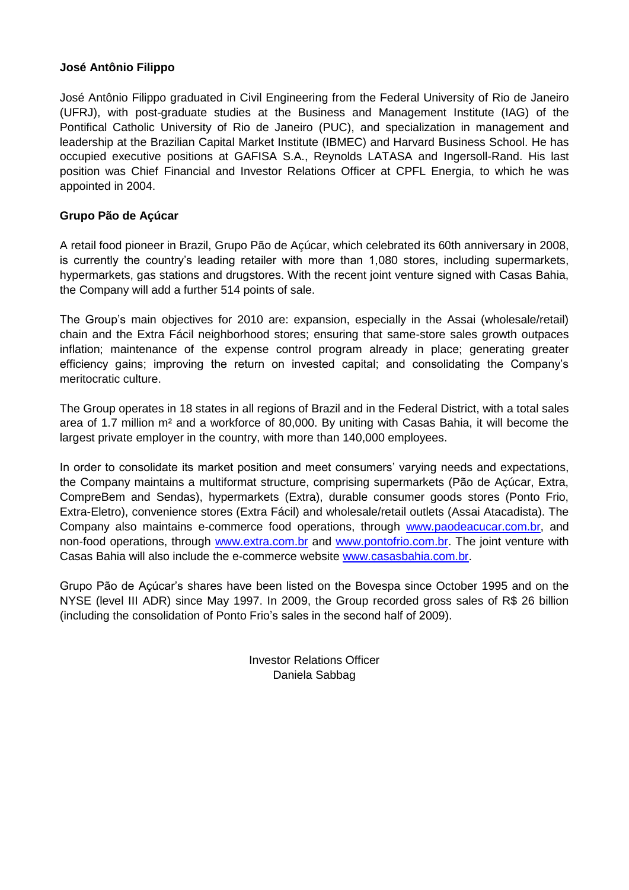**José Antônio Filippo**

José Antônio Filippo graduated in Civil Engineering from the Federal University of Rio de Janeiro (UFRJ), with post-graduate studies at the Business and Management Institute (IAG) of the Pontifical Catholic University of Rio de Janeiro (PUC), and specialization in management and leadership at the Brazilian Capital Market Institute (IBMEC) and Harvard Business School. He has occupied executive positions at GAFISA S.A., Reynolds LATASA and Ingersoll-Rand. His last position was Chief Financial and Investor Relations Officer at CPFL Energia, to which he was appointed in 2004.

**Grupo Pão de Açúcar**

A retail food pioneer in Brazil, Grupo Pão de Açúcar, which celebrated its 60th anniversary in 2008, is currently the country's leading retailer with more than 1,080 stores, including supermarkets, hypermarkets, gas stations and drugstores. With the recent joint venture signed with Casas Bahia, the Company will add a further 514 points of sale.

The Group's main objectives for 2010 are: expansion, especially in the Assai (wholesale/retail) chain and the Extra Fácil neighborhood stores; ensuring that same-store sales growth outpaces inflation; maintenance of the expense control program already in place; generating greater efficiency gains; improving the return on invested capital; and consolidating the Company's meritocratic culture.

The Group operates in 18 states in all regions of Brazil and in the Federal District, with a total sales area of 1.7 million m² and a workforce of 80,000. By uniting with Casas Bahia, it will become the largest private employer in the country, with more than 140,000 employees.

In order to consolidate its market position and meet consumers' varying needs and expectations, the Company maintains a multiformat structure, comprising supermarkets (Pão de Açúcar, Extra, CompreBem and Sendas), hypermarkets (Extra), durable consumer goods stores (Ponto Frio, Extra-Eletro), convenience stores (Extra Fácil) and wholesale/retail outlets (Assai Atacadista). The Company also maintains e-commerce food operations, through www.paodeacucar.com.br, and non-food operations, through www.extra.com.br and www.pontofrio.com.br. The joint venture with Casas Bahia will also include the e-commerce website www.casasbahia.com.br.

Grupo Pão de Açúcar's shares have been listed on the Bovespa since October 1995 and on the NYSE (level III ADR) since May 1997. In 2009, the Group recorded gross sales of R$ 26 billion (including the consolidation of Ponto Frio's sales in the second half of 2009).

Investor Relations Officer
Daniela Sabbag